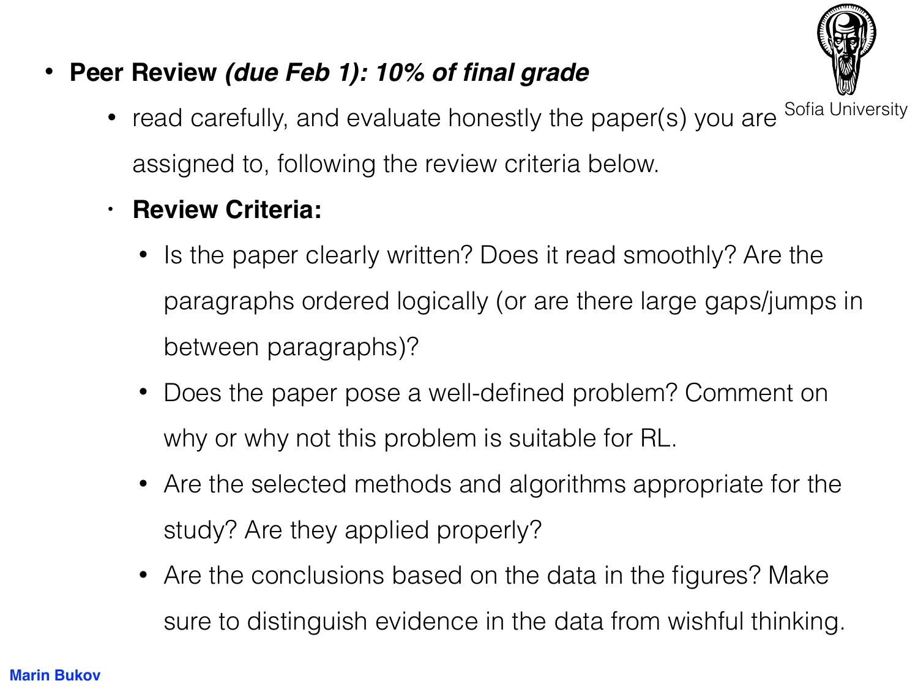- **Peer Review *(due Feb 1): 10% of final grade***
  - read carefully, and evaluate honestly the paper(s) you are assigned to, following the review criteria below.
  - **Review Criteria:**
    - Is the paper clearly written? Does it read smoothly? Are the paragraphs ordered logically (or are there large gaps/jumps in between paragraphs)?
    - Does the paper pose a well-defined problem? Comment on why or why not this problem is suitable for RL.
    - Are the selected methods and algorithms appropriate for the study? Are they applied properly?
    - Are the conclusions based on the data in the figures? Make sure to distinguish evidence in the data from wishful thinking.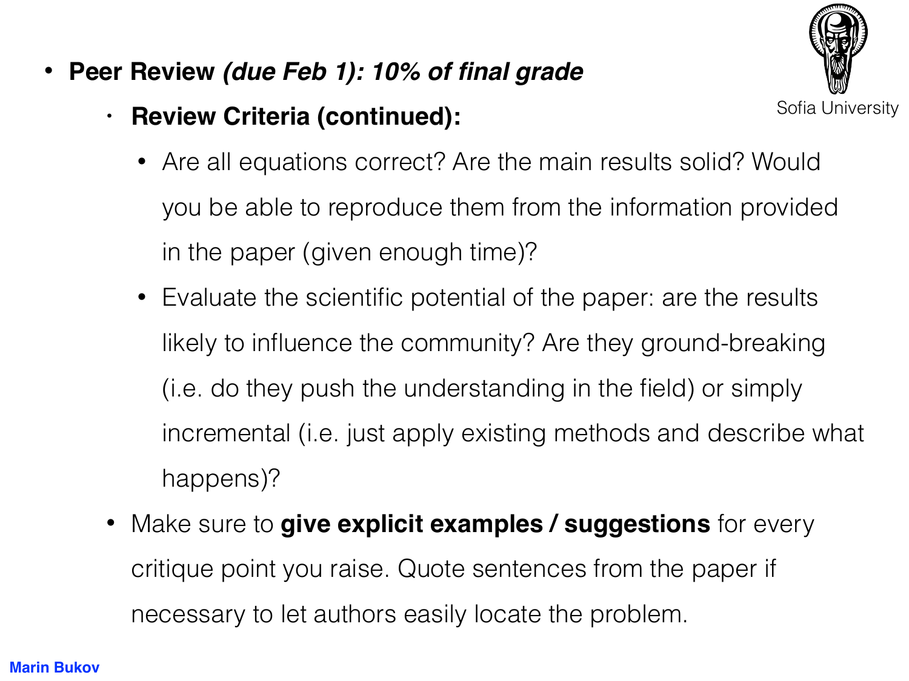- **Peer Review *(due Feb 1): 10% of final grade***
  - **Review Criteria (continued):**
    - Are all equations correct? Are the main results solid? Would you be able to reproduce them from the information provided in the paper (given enough time)?
    - Evaluate the scientific potential of the paper: are the results likely to influence the community? Are they ground-breaking (i.e. do they push the understanding in the field) or simply incremental (i.e. just apply existing methods and describe what happens)?
  - Make sure to **give explicit examples / suggestions** for every critique point you raise. Quote sentences from the paper if necessary to let authors easily locate the problem.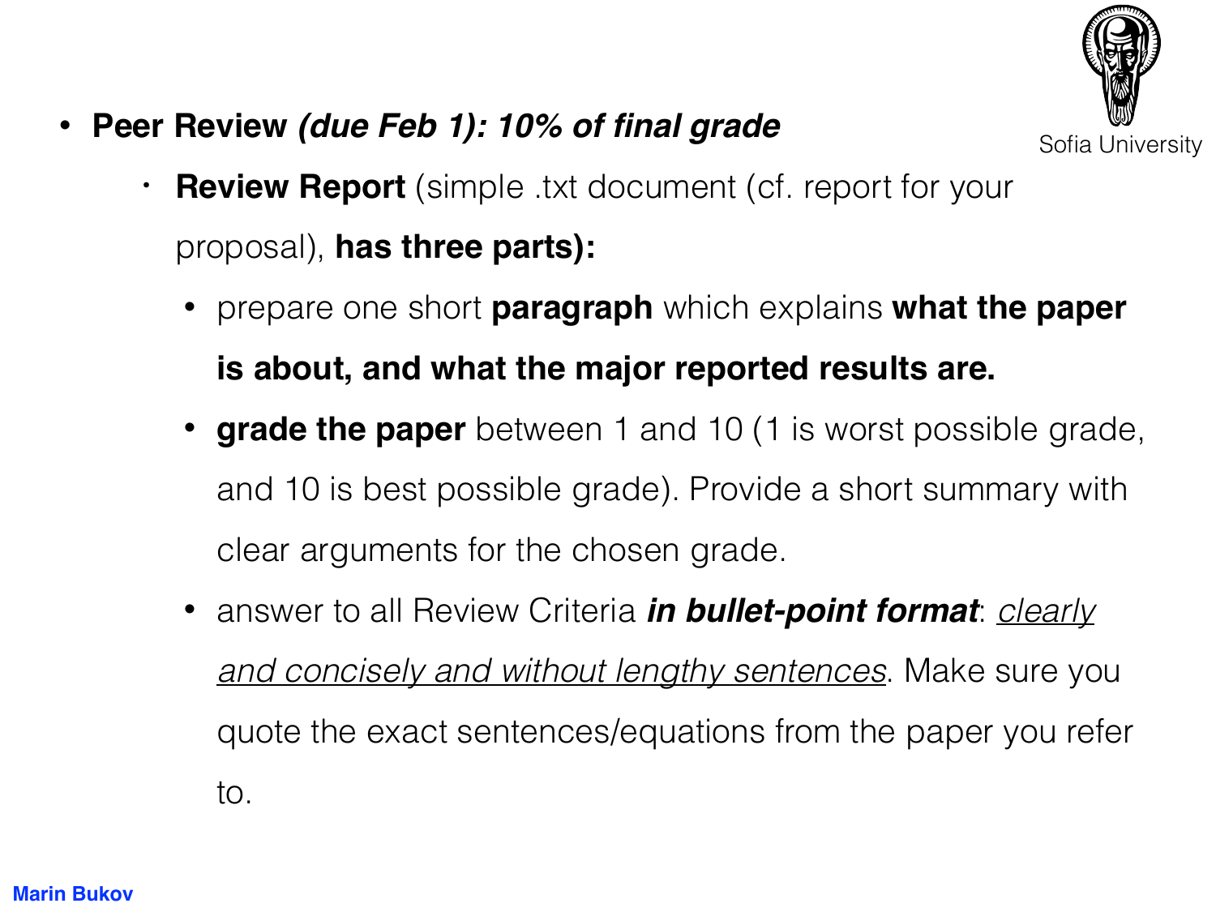- **Peer Review *(due Feb 1): 10% of final grade***
  - **Review Report** (simple .txt document (cf. report for your proposal), **has three parts):**
    - prepare one short **paragraph** which explains **what the paper is about, and what the major reported results are.**
    - **grade the paper** between 1 and 10 (1 is worst possible grade, and 10 is best possible grade). Provide a short summary with clear arguments for the chosen grade.
    - answer to all Review Criteria ***in bullet-point format***: <u>*clearly and concisely and without lengthy sentences*</u>. Make sure you quote the exact sentences/equations from the paper you refer to.